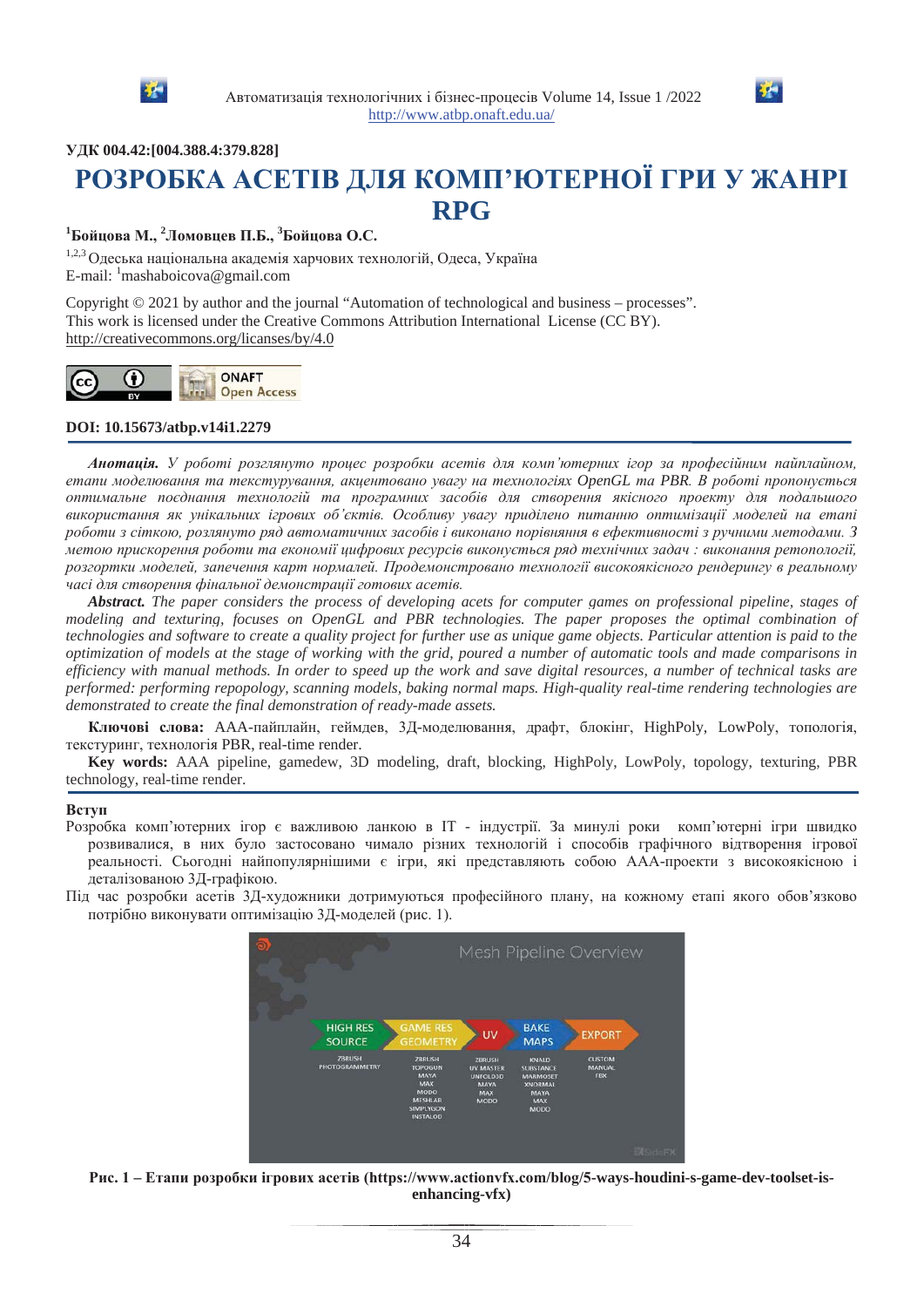УДК 004.42:[004.388.4:379.828]

# РОЗРОБКА АСЕТІВ ДЛЯ КОМП'ЮТЕРНОЇ ГРИ У ЖАНРІ RPG

**[1]Бойцова М., [2]Ломовцев П.Б., [3]Бойцова О.С.**

[1,2,3] Одеська національна академія харчових технологій, Одеса, Україна
E-mail: [1]mashaboicova@gmail.com

Copyright © 2021 by author and the journal "Automation of technological and business – processes".
This work is licensed under the Creative Commons Attribution International License (CC BY).
http://creativecommons.org/licanses/by/4.0

**DOI: 10.15673/atbp.v14i1.2279**

***Анотація.*** *У роботі розглянуто процес розробки асетів для комп'ютерних ігор за професійним пайплайном, етапи моделювання та текстурування, акцентовано увагу на технологіях OpenGL та PBR. В роботі пропонується оптимальне поєднання технологій та програмних засобів для створення якісного проекту для подальшого використання як унікальних ігрових об'єктів. Особливу увагу приділено питанню оптимізації моделей на етапі роботи з сіткою, розглянуто ряд автоматичних засобів і виконано порівняння в ефективності з ручними методами. З метою прискорення роботи та економії цифрових ресурсів, виконується ряд технічних задач : виконання ретопології, розгортки моделей, запечення карт нормалей. Продемонстровано технології високоякісного рендерингу в реальному часі для створення фінальної демонстрації готових асетів.*

***Abstract.*** *The paper considers the process of developing acets for computer games on professional pipeline, stages of modeling and texturing, focuses on OpenGL and PBR technologies. The paper proposes the optimal combination of technologies and software to create a quality project for further use as unique game objects. Particular attention is paid to the optimization of models at the stage of working with the grid, poured a number of automatic tools and made comparisons in efficiency with manual methods. In order to speed up the work and save digital resources, a number of technical tasks are performed: performing repopology, scanning models, baking normal maps. High-quality real-time rendering technologies are demonstrated to create the final demonstration of ready-made assets.*

**Ключові слова:** ААА-пайплайн, геймдев, 3Д-моделювання, драфт, блокінг, HighPoly, LowPoly, топологія, текстуринг, технологія PBR, real-time render.

**Key words:** AAA pipeline, gamedew, 3D modeling, draft, blocking, HighPoly, LowPoly, topology, texturing, PBR technology, real-time render.

## Вступ

Розробка комп'ютерних ігор є важливою ланкою в IT - індустрії. За минулі роки комп'ютерні ігри швидко розвивалися, в них було застосовано чимало різних технологій і способів графічного відтворення ігрової реальності. Сьогодні найпопулярнішими є ігри, які представляють собою ААА-проекти з високоякісною і деталізованою 3Д-графікою.

Під час розробки асетів 3Д-художники дотримуються професійного плану, на кожному етапі якого обов'язково потрібно виконувати оптимізацію 3Д-моделей (рис. 1).

**Рис. 1 – Етапи розробки ігрових асетів (https://www.actionvfx.com/blog/5-ways-houdini-s-game-dev-toolset-is-enhancing-vfx)**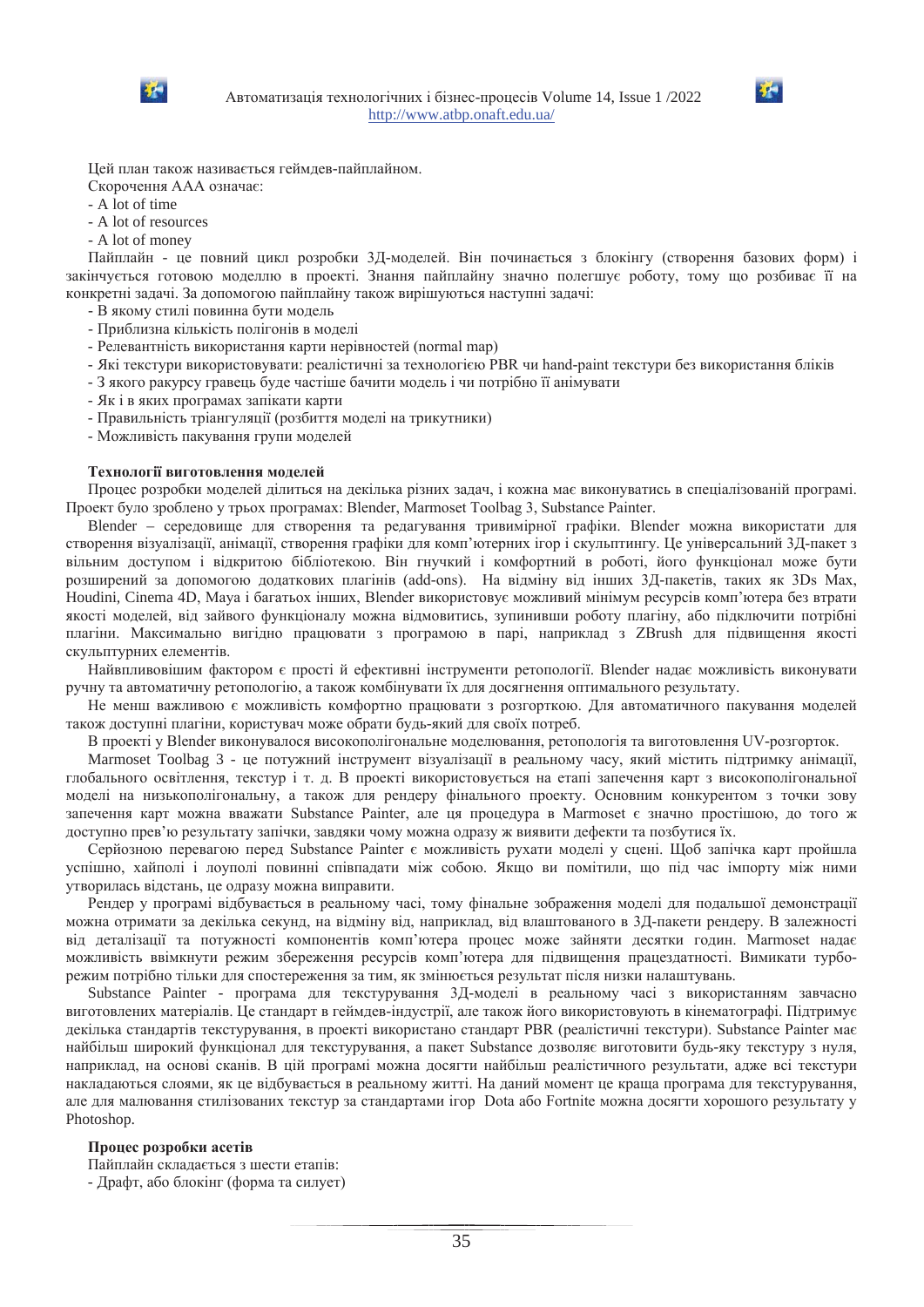Цей план також називається геймдев-пайплайном.

Скорочення ААА означає:

- A lot of time
- A lot of resources
- A lot of money

Пайплайн - це повний цикл розробки 3Д-моделей. Він починається з блокінгу (створення базових форм) і закінчується готовою моделлю в проекті. Знання пайплайну значно полегшує роботу, тому що розбиває її на конкретні задачі. За допомогою пайплайну також вирішуються наступні задачі:

- В якому стилі повинна бути модель
- Приблизна кількість полігонів в моделі
- Релевантність використання карти нерівностей (normal map)
- Які текстури використовувати: реалістичні за технологією PBR чи hand-paint текстури без використання бліків
- З якого ракурсу гравець буде частіше бачити модель і чи потрібно її анімувати
- Як і в яких програмах запікати карти
- Правильність тріангуляції (розбиття моделі на трикутники)
- Можливість пакування групи моделей

**Технології виготовлення моделей**

Процес розробки моделей ділиться на декілька різних задач, і кожна має виконуватись в спеціалізованій програмі. Проект було зроблено у трьох програмах: Blender, Marmoset Toolbag 3, Substance Painter.

Blender – середовище для створення та редагування тривимірної графіки. Blender можна використати для створення візуалізації, анімації, створення графіки для комп'ютерних ігор і скульптингу. Це універсальний 3Д-пакет з вільним доступом і відкритою бібліотекою. Він гнучкий і комфортний в роботі, його функціонал може бути розширений за допомогою додаткових плагінів (add-ons). На відміну від інших 3Д-пакетів, таких як 3Ds Max, Houdini, Cinema 4D, Maya і багатьох інших, Blender використовує можливий мінімум ресурсів комп'ютера без втрати якості моделей, від зайвого функціоналу можна відмовитись, зупинивши роботу плагіну, або підключити потрібні плагіни. Максимально вигідно працювати з програмою в парі, наприклад з ZBrush для підвищення якості скульптурних елементів.

Найвпливовішим фактором є прості й ефективні інструменти ретопології. Blender надає можливість виконувати ручну та автоматичну ретопологію, а також комбінувати їх для досягнення оптимального результату.

Не менш важливою є можливість комфортно працювати з розгорткою. Для автоматичного пакування моделей також доступні плагіни, користувач може обрати будь-який для своїх потреб.

В проекті у Blender виконувалося високополігональне моделювання, ретопологія та виготовлення UV-розгорток.

Marmoset Toolbag 3 - це потужний інструмент візуалізації в реальному часу, який містить підтримку анімації, глобального освітлення, текстур і т. д. В проекті використовується на етапі запечення карт з високополігональної моделі на низькополігональну, а також для рендеру фінального проекту. Основним конкурентом з точки зору запечення карт можна вважати Substance Painter, але ця процедура в Marmoset є значно простішою, до того ж доступно прев'ю результату запічки, завдяки чому можна одразу ж виявити дефекти та позбутися їх.

Серйозною перевагою перед Substance Painter є можливість рухати моделі у сцені. Щоб запічка карт пройшла успішно, хайполі і лоуполі повинні співпадати між собою. Якщо ви помітили, що під час імпорту між ними утворилась відстань, це одразу можна виправити.

Рендер у програмі відбувається в реальному часі, тому фінальне зображення моделі для подальшої демонстрації можна отримати за декілька секунд, на відміну від, наприклад, від влаштованого в 3Д-пакети рендеру. В залежності від деталізації та потужності компонентів комп'ютера процес може зайняти десятки годин. Marmoset надає можливість ввімкнути режим збереження ресурсів комп'ютера для підвищення працездатності. Вимикати турбо-режим потрібно тільки для спостереження за тим, як змінюється результат після низки налаштувань.

Substance Painter - програма для текстурування 3Д-моделі в реальному часі з використанням завчасно виготовлених матеріалів. Це стандарт в геймдев-індустрії, але також його використовують в кінематографі. Підтримує декілька стандартів текстурування, в проекті використано стандарт PBR (реалістичні текстури). Substance Painter має найбільш широкий функціонал для текстурування, а пакет Substance дозволяє виготовити будь-яку текстуру з нуля, наприклад, на основі сканів. В цій програмі можна досягти найбільш реалістичного результати, адже всі текстури накладаються слоями, як це відбувається в реальному житті. На даний момент це краща програма для текстурування, але для малювання стилізованих текстур за стандартами ігор Dota або Fortnite можна досягти хорошого результату у Photoshop.

**Процес розробки асетів**

Пайплайн складається з шести етапів:

- Драфт, або блокінг (форма та силует)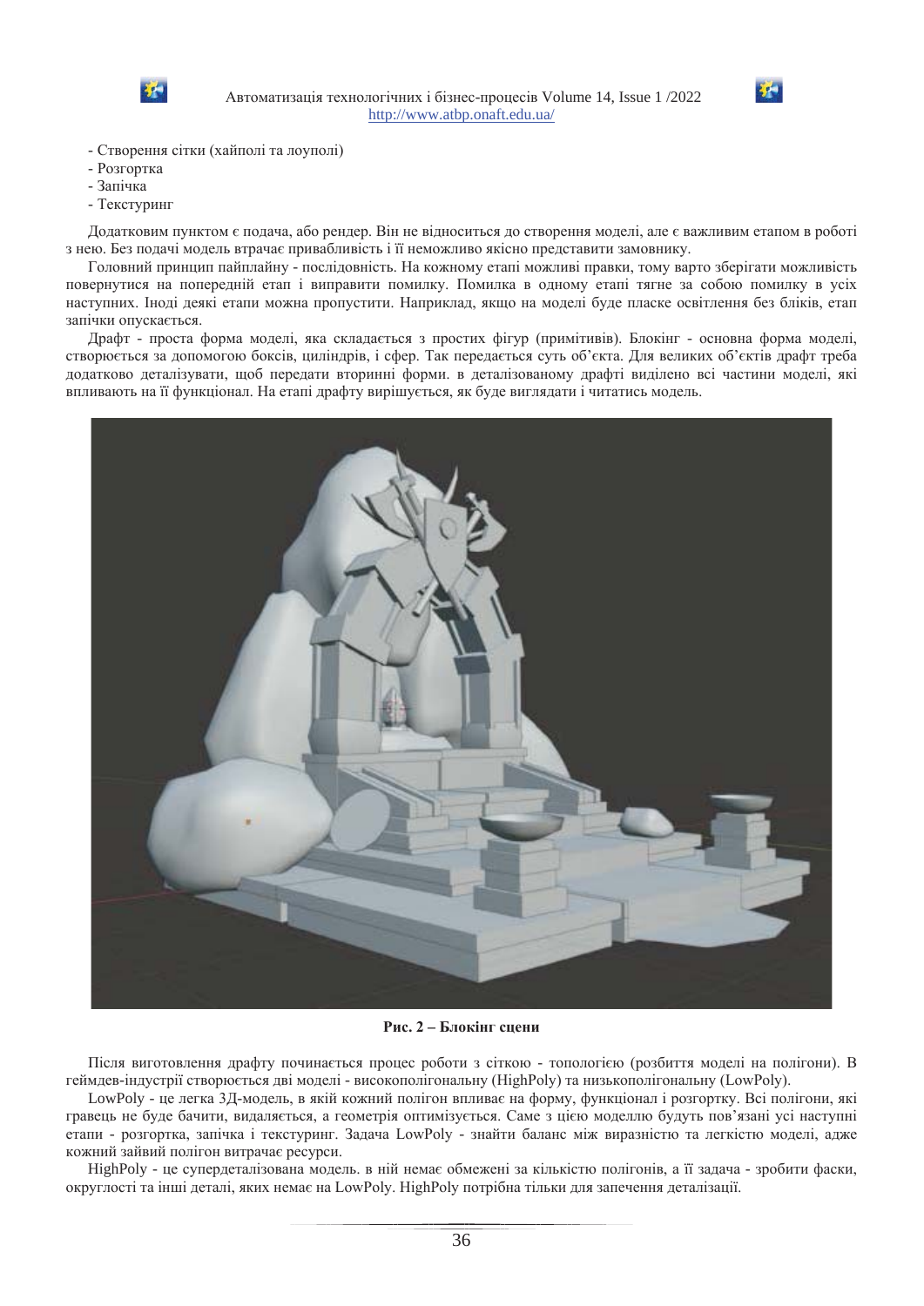- Створення сітки (хайполі та лоуполі)
- Розгортка
- Запічка
- Текстуринг

Додатковим пунктом є подача, або рендер. Він не відноситься до створення моделі, але є важливим етапом в роботі з нею. Без подачі модель втрачає привабливість і її неможливо якісно представити замовнику.

Головний принцип пайплайну - послідовність. На кожному етапі можливі правки, тому варто зберігати можливість повернутися на попередній етап і виправити помилку. Помилка в одному етапі тягне за собою помилку в усіх наступних. Іноді деякі етапи можна пропустити. Наприклад, якщо на моделі буде пласке освітлення без бліків, етап запічки опускається.

Драфт - проста форма моделі, яка складається з простих фігур (примітивів). Блокінг - основна форма моделі, створюється за допомогою боксів, циліндрів, і сфер. Так передається суть об'єкта. Для великих об'єктів драфт треба додатково деталізувати, щоб передати вторинні форми. в деталізованому драфті виділено всі частини моделі, які впливають на її функціонал. На етапі драфту вирішується, як буде виглядати і читатись модель.

**Рис. 2 – Блокінг сцени**

Після виготовлення драфту починається процес роботи з сіткою - топологією (розбиття моделі на полігони). В геймдев-індустрії створюється дві моделі - високополігональну (HighPoly) та низькополігональну (LowPoly).

LowPoly - це легка 3Д-модель, в якій кожний полігон впливає на форму, функціонал і розгортку. Всі полігони, які гравець не буде бачити, видаляється, а геометрія оптимізується. Саме з цією моделлю будуть пов'язані усі наступні етапи - розгортка, запічка і текстуринг. Задача LowPoly - знайти баланс між виразністю та легкістю моделі, адже кожний зайвий полігон витрачає ресурси.

HighPoly - це супердеталізована модель. в ній немає обмежені за кількістю полігонів, а її задача - зробити фаски, округлості та інші деталі, яких немає на LowPoly. HighPoly потрібна тільки для запечення деталізації.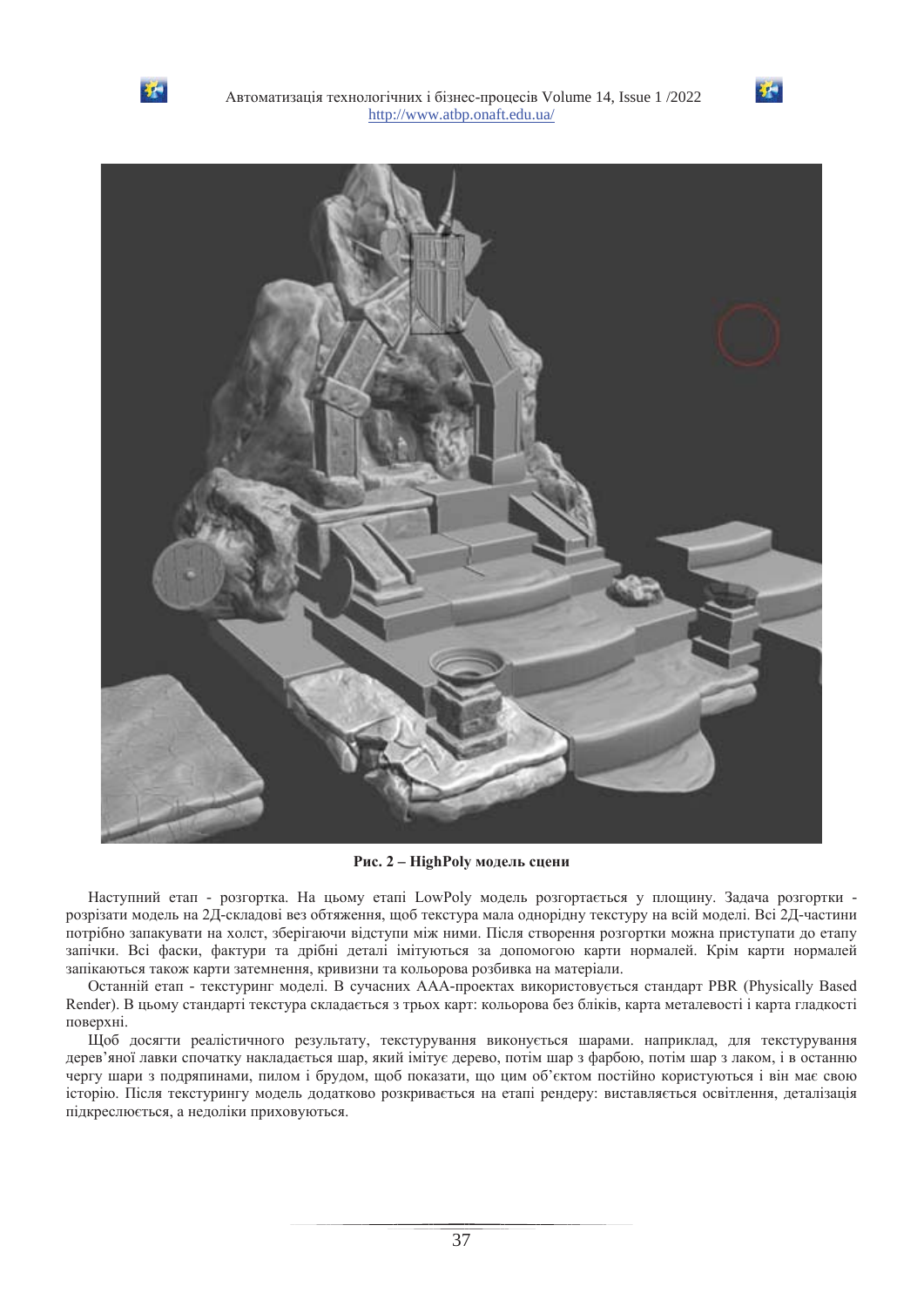**Рис. 2 – HighPoly модель сцени**

Наступний етап - розгортка. На цьому етапі LowPoly модель розгортається у площину. Задача розгортки - розрізати модель на 2Д-складові вез обтяження, щоб текстура мала однорідну текстуру на всій моделі. Всі 2Д-частини потрібно запакувати на холст, зберігаючи відступи між ними. Після створення розгортки можна приступати до етапу запічки. Всі фаски, фактури та дрібні деталі імітуються за допомогою карти нормалей. Крім карти нормалей запікаються також карти затемнення, кривизни та кольорова розбивка на матеріали.

Останній етап - текстуринг моделі. В сучасних ААА-проектах використовується стандарт PBR (Physically Based Render). В цьому стандарті текстура складається з трьох карт: кольорова без бліків, карта металевості і карта гладкості поверхні.

Щоб досягти реалістичного результату, текстурування виконується шарами. наприклад, для текстурування дерев'яної лавки спочатку накладається шар, який імітує дерево, потім шар з фарбою, потім шар з лаком, і в останню чергу шари з подряпинами, пилом і брудом, щоб показати, що цим об'єктом постійно користуються і він має свою історію. Після текстурингу модель додатково розкривається на етапі рендеру: виставляється освітлення, деталізація підкреслюється, а недоліки приховуються.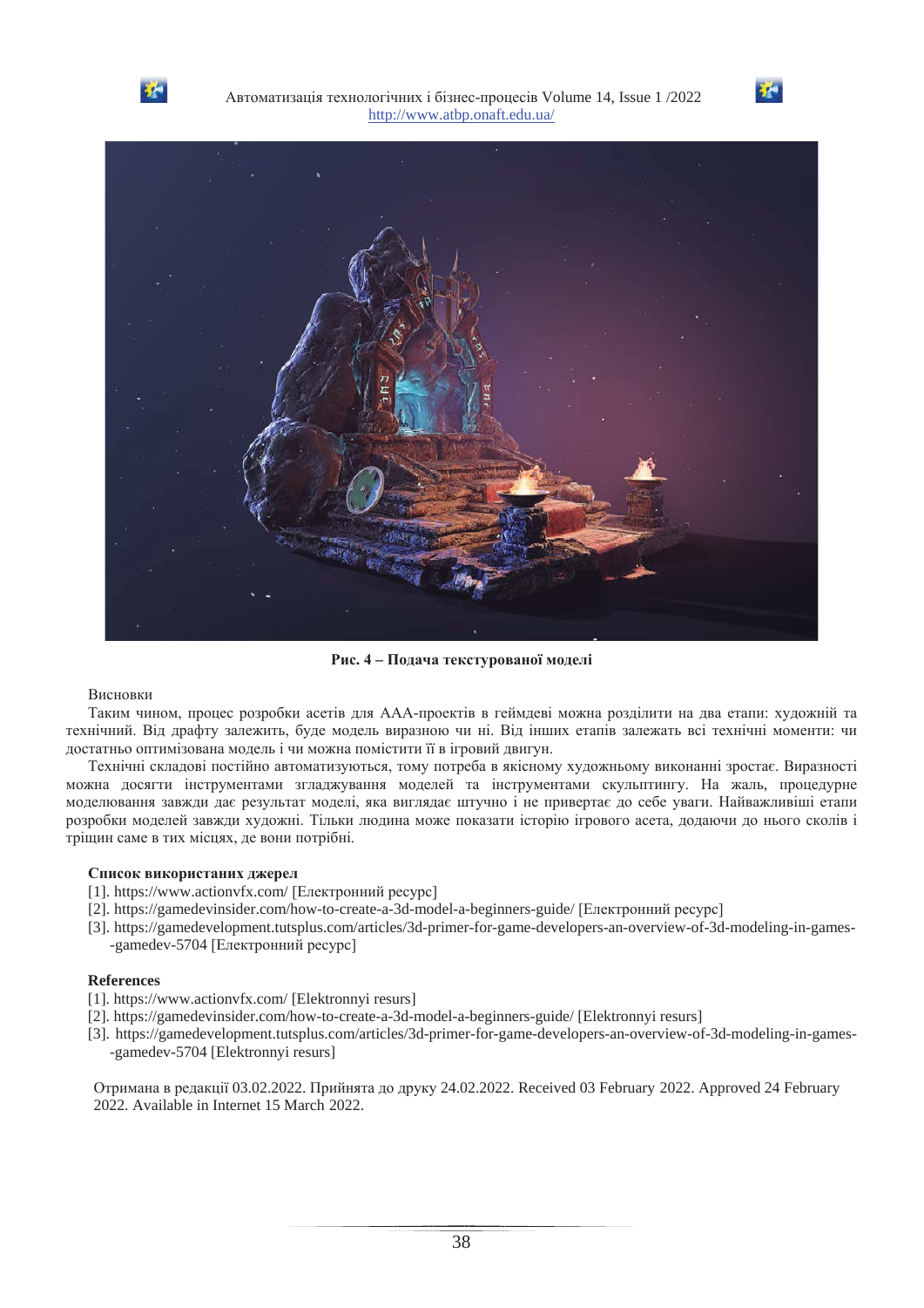**Рис. 4 – Подача текстурованої моделі**

Висновки

Таким чином, процес розробки асетів для AAA-проектів в геймдеві можна розділити на два етапи: художній та технічний. Від драфту залежить, буде модель виразною чи ні. Від інших етапів залежать всі технічні моменти: чи достатньо оптимізована модель і чи можна помістити її в ігровий двигун.

Технічні складові постійно автоматизуються, тому потреба в якісному художньому виконанні зростає. Виразності можна досягти інструментами згладжування моделей та інструментами скульптингу. На жаль, процедурне моделювання завжди дає результат моделі, яка виглядає штучно і не привертає до себе уваги. Найважливіші етапи розробки моделей завжди художні. Тільки людина може показати історію ігрового асета, додаючи до нього сколів і тріщин саме в тих місцях, де вони потрібні.

**Список використаних джерел**

[1]. https://www.actionvfx.com/ [Електронний ресурс]
[2]. https://gamedevinsider.com/how-to-create-a-3d-model-a-beginners-guide/ [Електронний ресурс]
[3]. https://gamedevelopment.tutsplus.com/articles/3d-primer-for-game-developers-an-overview-of-3d-modeling-in-games--gamedev-5704 [Електронний ресурс]

**References**

[1]. https://www.actionvfx.com/ [Elektronnyi resurs]
[2]. https://gamedevinsider.com/how-to-create-a-3d-model-a-beginners-guide/ [Elektronnyi resurs]
[3]. https://gamedevelopment.tutsplus.com/articles/3d-primer-for-game-developers-an-overview-of-3d-modeling-in-games--gamedev-5704 [Elektronnyi resurs]

Отримана в редакції 03.02.2022. Прийнята до друку 24.02.2022. Received 03 February 2022. Approved 24 February 2022. Available in Internet 15 March 2022.